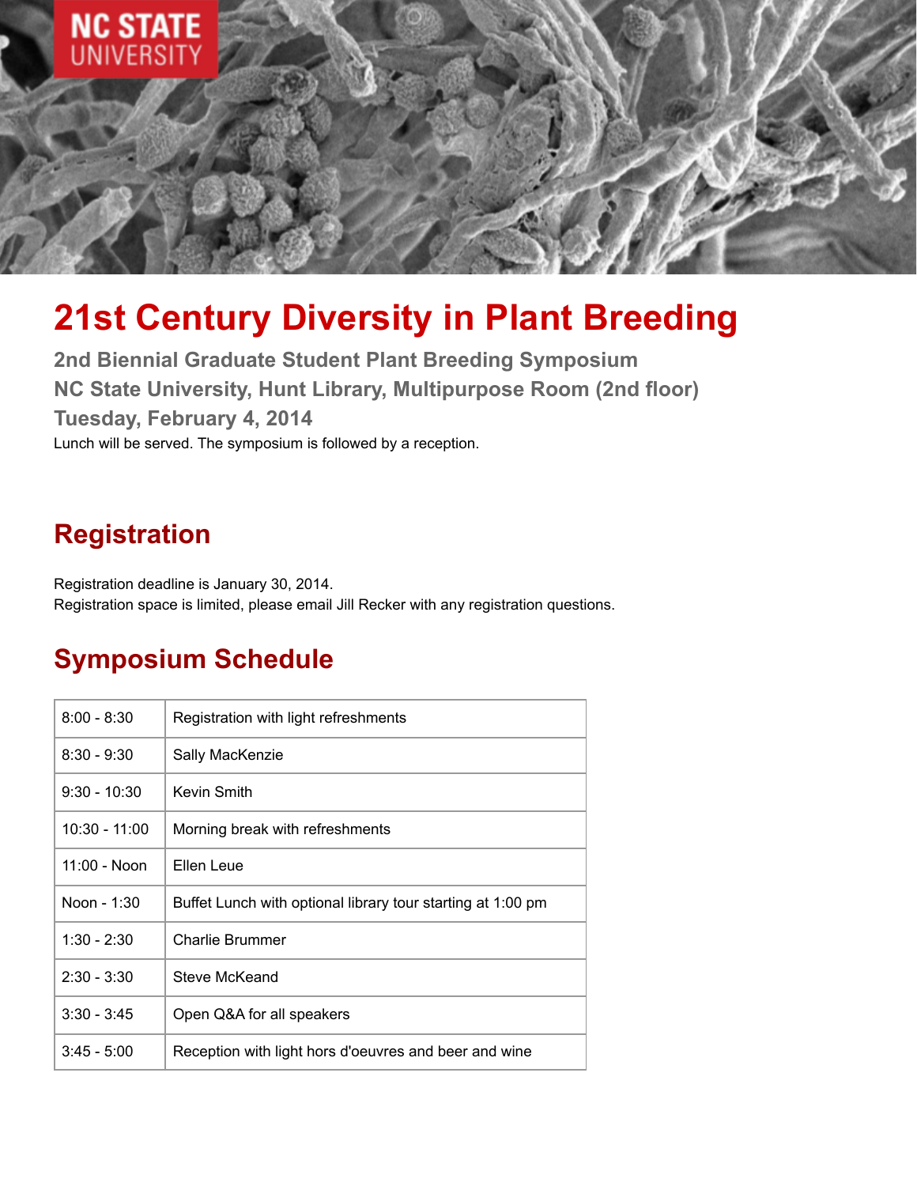NC STATE UNIVERSITY

# 21st Century Diversity in Plant Breeding

### 2nd Biennial Graduate Student Plant Breeding Symposium
### NC State University, Hunt Library, Multipurpose Room (2nd floor)
### Tuesday, February 4, 2014

Lunch will be served. The symposium is followed by a reception.

## Registration

Registration deadline is January 30, 2014.
Registration space is limited, please email Jill Recker with any registration questions.

## Symposium Schedule

| | |
|---|---|
| 8:00 - 8:30 | Registration with light refreshments |
| 8:30 - 9:30 | Sally MacKenzie |
| 9:30 - 10:30 | Kevin Smith |
| 10:30 - 11:00 | Morning break with refreshments |
| 11:00 - Noon | Ellen Leue |
| Noon - 1:30 | Buffet Lunch with optional library tour starting at 1:00 pm |
| 1:30 - 2:30 | Charlie Brummer |
| 2:30 - 3:30 | Steve McKeand |
| 3:30 - 3:45 | Open Q&A for all speakers |
| 3:45 - 5:00 | Reception with light hors d'oeuvres and beer and wine |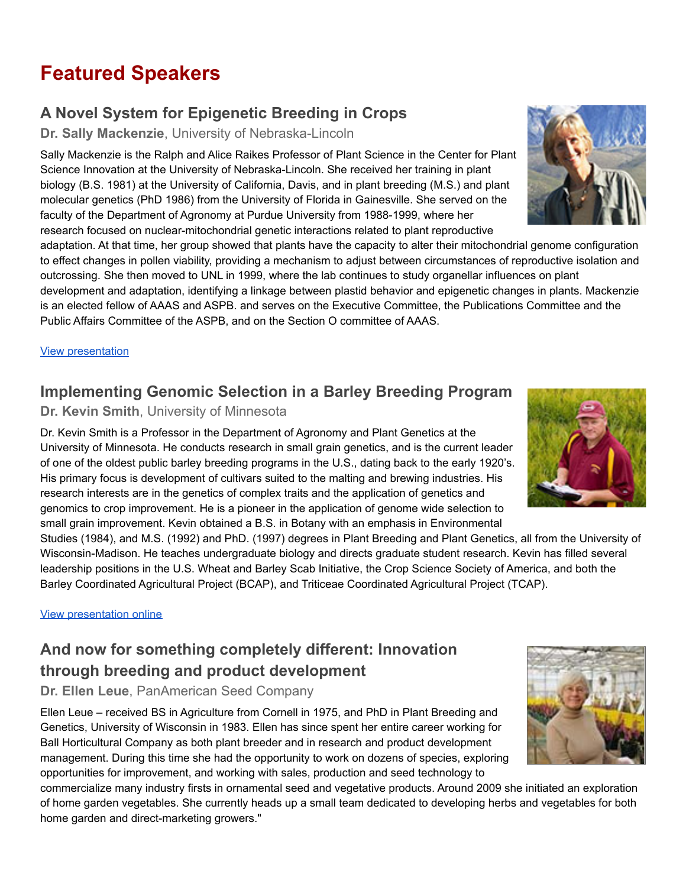# Featured Speakers

## A Novel System for Epigenetic Breeding in Crops

**Dr. Sally Mackenzie**, University of Nebraska-Lincoln

Sally Mackenzie is the Ralph and Alice Raikes Professor of Plant Science in the Center for Plant Science Innovation at the University of Nebraska-Lincoln. She received her training in plant biology (B.S. 1981) at the University of California, Davis, and in plant breeding (M.S.) and plant molecular genetics (PhD 1986) from the University of Florida in Gainesville. She served on the faculty of the Department of Agronomy at Purdue University from 1988-1999, where her research focused on nuclear-mitochondrial genetic interactions related to plant reproductive adaptation. At that time, her group showed that plants have the capacity to alter their mitochondrial genome configuration to effect changes in pollen viability, providing a mechanism to adjust between circumstances of reproductive isolation and outcrossing. She then moved to UNL in 1999, where the lab continues to study organellar influences on plant development and adaptation, identifying a linkage between plastid behavior and epigenetic changes in plants. Mackenzie is an elected fellow of AAAS and ASPB. and serves on the Executive Committee, the Publications Committee and the Public Affairs Committee of the ASPB, and on the Section O committee of AAAS.

View presentation

## Implementing Genomic Selection in a Barley Breeding Program

**Dr. Kevin Smith**, University of Minnesota

Dr. Kevin Smith is a Professor in the Department of Agronomy and Plant Genetics at the University of Minnesota. He conducts research in small grain genetics, and is the current leader of one of the oldest public barley breeding programs in the U.S., dating back to the early 1920's. His primary focus is development of cultivars suited to the malting and brewing industries. His research interests are in the genetics of complex traits and the application of genetics and genomics to crop improvement. He is a pioneer in the application of genome wide selection to small grain improvement. Kevin obtained a B.S. in Botany with an emphasis in Environmental Studies (1984), and M.S. (1992) and PhD. (1997) degrees in Plant Breeding and Plant Genetics, all from the University of Wisconsin-Madison. He teaches undergraduate biology and directs graduate student research. Kevin has filled several leadership positions in the U.S. Wheat and Barley Scab Initiative, the Crop Science Society of America, and both the Barley Coordinated Agricultural Project (BCAP), and Triticeae Coordinated Agricultural Project (TCAP).

View presentation online

## And now for something completely different: Innovation through breeding and product development

**Dr. Ellen Leue**, PanAmerican Seed Company

Ellen Leue – received BS in Agriculture from Cornell in 1975, and PhD in Plant Breeding and Genetics, University of Wisconsin in 1983. Ellen has since spent her entire career working for Ball Horticultural Company as both plant breeder and in research and product development management. During this time she had the opportunity to work on dozens of species, exploring opportunities for improvement, and working with sales, production and seed technology to commercialize many industry firsts in ornamental seed and vegetative products. Around 2009 she initiated an exploration of home garden vegetables. She currently heads up a small team dedicated to developing herbs and vegetables for both home garden and direct-marketing growers."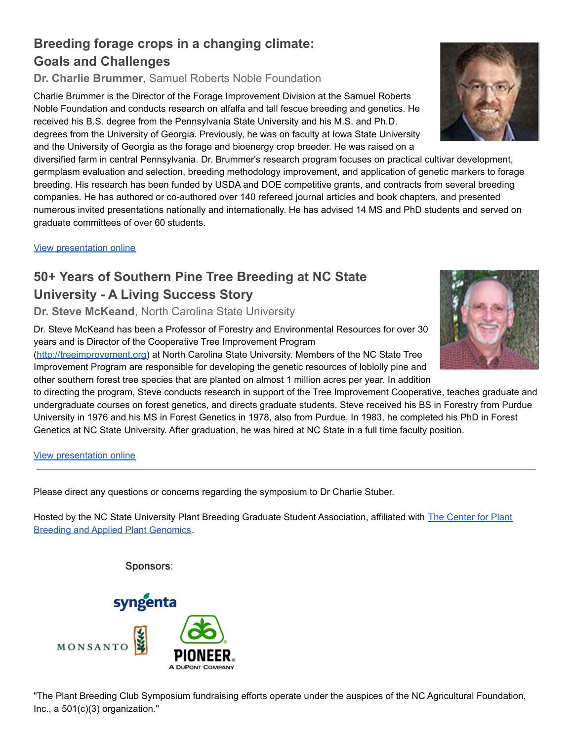## Breeding forage crops in a changing climate: Goals and Challenges

**Dr. Charlie Brummer**, Samuel Roberts Noble Foundation

Charlie Brummer is the Director of the Forage Improvement Division at the Samuel Roberts Noble Foundation and conducts research on alfalfa and tall fescue breeding and genetics. He received his B.S. degree from the Pennsylvania State University and his M.S. and Ph.D. degrees from the University of Georgia. Previously, he was on faculty at Iowa State University and the University of Georgia as the forage and bioenergy crop breeder. He was raised on a diversified farm in central Pennsylvania. Dr. Brummer's research program focuses on practical cultivar development, germplasm evaluation and selection, breeding methodology improvement, and application of genetic markers to forage breeding. His research has been funded by USDA and DOE competitive grants, and contracts from several breeding companies. He has authored or co-authored over 140 refereed journal articles and book chapters, and presented numerous invited presentations nationally and internationally. He has advised 14 MS and PhD students and served on graduate committees of over 60 students.

View presentation online

## 50+ Years of Southern Pine Tree Breeding at NC State University - A Living Success Story

**Dr. Steve McKeand**, North Carolina State University

Dr. Steve McKeand has been a Professor of Forestry and Environmental Resources for over 30 years and is Director of the Cooperative Tree Improvement Program (http://treeimprovement.org) at North Carolina State University. Members of the NC State Tree Improvement Program are responsible for developing the genetic resources of loblolly pine and other southern forest tree species that are planted on almost 1 million acres per year. In addition to directing the program, Steve conducts research in support of the Tree Improvement Cooperative, teaches graduate and undergraduate courses on forest genetics, and directs graduate students. Steve received his BS in Forestry from Purdue University in 1976 and his MS in Forest Genetics in 1978, also from Purdue. In 1983, he completed his PhD in Forest Genetics at NC State University. After graduation, he was hired at NC State in a full time faculty position.

View presentation online

---

Please direct any questions or concerns regarding the symposium to Dr Charlie Stuber.

Hosted by the NC State University Plant Breeding Graduate Student Association, affiliated with The Center for Plant Breeding and Applied Plant Genomics.

Sponsors:

syngenta

MONSANTO

PIONEER. A DuPont Company

"The Plant Breeding Club Symposium fundraising efforts operate under the auspices of the NC Agricultural Foundation, Inc., a 501(c)(3) organization."